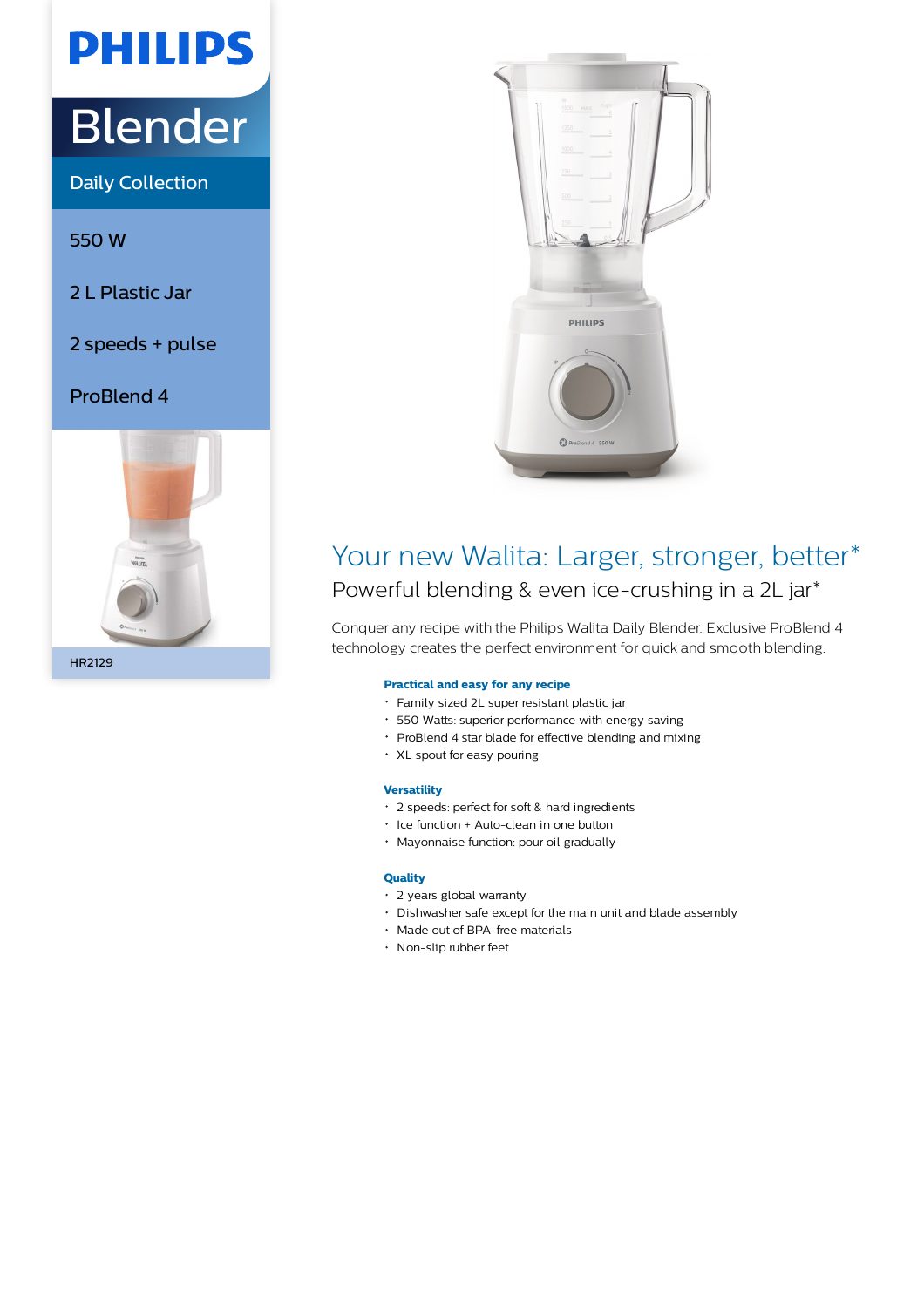PHILIPS

# Blender

Daily Collection

550 W

2 L Plastic Jar

2 speeds + pulse

ProBlend 4

HR2129

## Your new Walita: Larger, stronger, better*

### Powerful blending & even ice-crushing in a 2L jar*

Conquer any recipe with the Philips Walita Daily Blender. Exclusive ProBlend 4 technology creates the perfect environment for quick and smooth blending.

**Practical and easy for any recipe**

- Family sized 2L super resistant plastic jar
- 550 Watts: superior performance with energy saving
- ProBlend 4 star blade for effective blending and mixing
- XL spout for easy pouring

**Versatility**

- 2 speeds: perfect for soft & hard ingredients
- Ice function + Auto-clean in one button
- Mayonnaise function: pour oil gradually

**Quality**

- 2 years global warranty
- Dishwasher safe except for the main unit and blade assembly
- Made out of BPA-free materials
- Non-slip rubber feet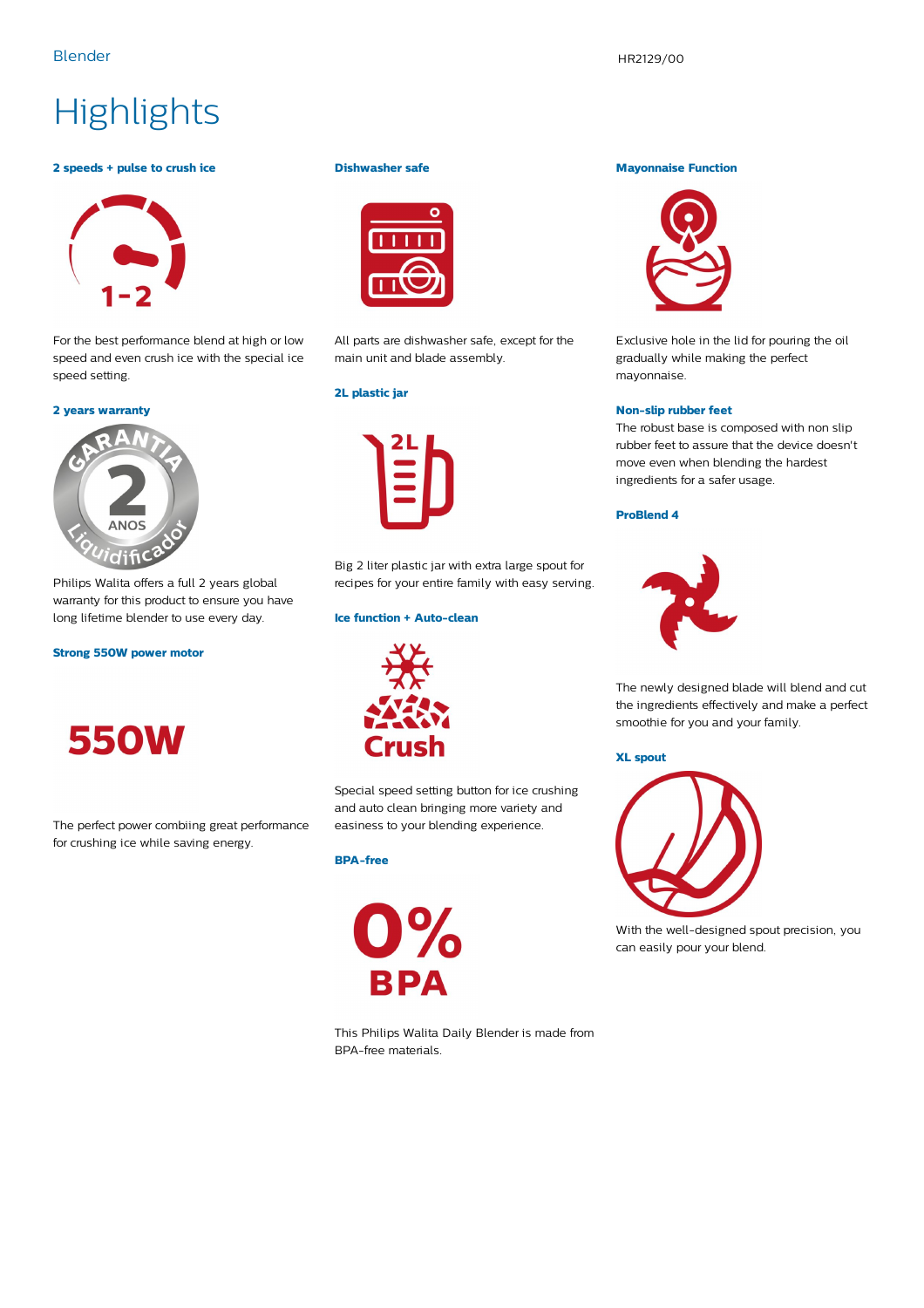# Highlights

### 2 speeds + pulse to crush ice

For the best performance blend at high or low speed and even crush ice with the special ice speed setting.

### 2 years warranty

Philips Walita offers a full 2 years global warranty for this product to ensure you have long lifetime blender to use every day.

### Strong 550W power motor

The perfect power combiing great performance for crushing ice while saving energy.

### Dishwasher safe

All parts are dishwasher safe, except for the main unit and blade assembly.

### 2L plastic jar

Big 2 liter plastic jar with extra large spout for recipes for your entire family with easy serving.

### Ice function + Auto-clean

Special speed setting button for ice crushing and auto clean bringing more variety and easiness to your blending experience.

### BPA-free

This Philips Walita Daily Blender is made from BPA-free materials.

### Mayonnaise Function

Exclusive hole in the lid for pouring the oil gradually while making the perfect mayonnaise.

### Non-slip rubber feet

The robust base is composed with non slip rubber feet to assure that the device doesn't move even when blending the hardest ingredients for a safer usage.

### ProBlend 4

The newly designed blade will blend and cut the ingredients effectively and make a perfect smoothie for you and your family.

### XL spout

With the well-designed spout precision, you can easily pour your blend.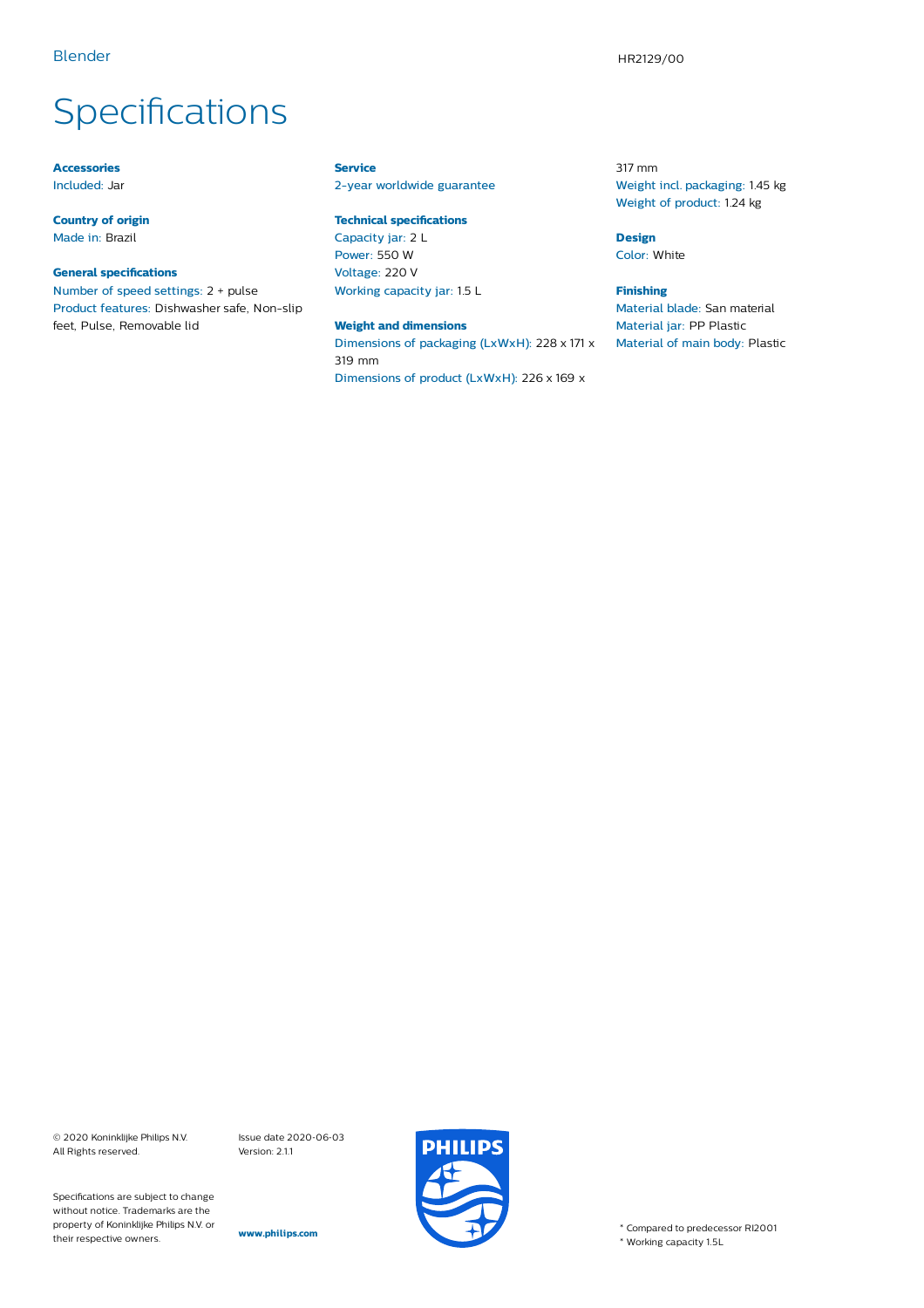# Specifications

### Accessories

Included: Jar

### Country of origin

Made in: Brazil

### General specifications

Number of speed settings: 2 + pulse
Product features: Dishwasher safe, Non-slip feet, Pulse, Removable lid

### Service

2-year worldwide guarantee

### Technical specifications

Capacity jar: 2 L
Power: 550 W
Voltage: 220 V
Working capacity jar: 1.5 L

### Weight and dimensions

Dimensions of packaging (LxWxH): 228 x 171 x 319 mm
Dimensions of product (LxWxH): 226 x 169 x 317 mm
Weight incl. packaging: 1.45 kg
Weight of product: 1.24 kg

### Design

Color: White

### Finishing

Material blade: San material
Material jar: PP Plastic
Material of main body: Plastic

© 2020 Koninklijke Philips N.V.
All Rights reserved.

Issue date 2020-06-03
Version: 2.1.1

Specifications are subject to change without notice. Trademarks are the property of Koninklijke Philips N.V. or their respective owners.

www.philips.com

* Compared to predecessor RI2001
* Working capacity 1.5L